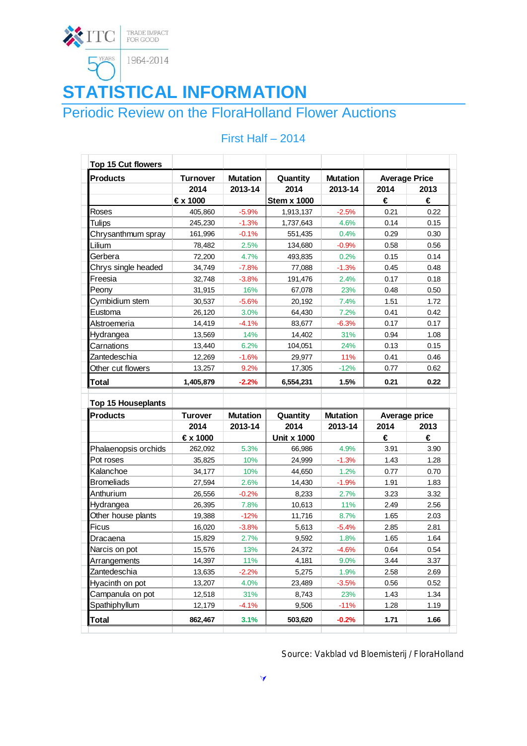ITC TRADE IMPACT FOR GOOD

50 YEARS 1964-2014

# STATISTICAL INFORMATION

## Periodic Review on the FloraHolland Flower Auctions

### First Half – 2014

| **Top 15 Cut flowers** | | | | | | |
|---|---|---|---|---|---|---|
| **Products** | **Turnover** | **Mutation** | **Quantity** | **Mutation** | **Average Price** | |
| | **2014** | **2013-14** | **2014** | **2013-14** | **2014** | **2013** |
| | **€ x 1000** | | **Stem x 1000** | | **€** | **€** |
| Roses | 405,860 | -5.9% | 1,913,137 | -2.5% | 0.21 | 0.22 |
| Tulips | 245,230 | -1.3% | 1,737,643 | 4.6% | 0.14 | 0.15 |
| Chrysanthmum spray | 161,996 | -0.1% | 551,435 | 0.4% | 0.29 | 0.30 |
| Lilium | 78,482 | 2.5% | 134,680 | -0.9% | 0.58 | 0.56 |
| Gerbera | 72,200 | 4.7% | 493,835 | 0.2% | 0.15 | 0.14 |
| Chrys single headed | 34,749 | -7.8% | 77,088 | -1.3% | 0.45 | 0.48 |
| Freesia | 32,748 | -3.8% | 191,476 | 2.4% | 0.17 | 0.18 |
| Peony | 31,915 | 16% | 67,078 | 23% | 0.48 | 0.50 |
| Cymbidium stem | 30,537 | -5.6% | 20,192 | 7.4% | 1.51 | 1.72 |
| Eustoma | 26,120 | 3.0% | 64,430 | 7.2% | 0.41 | 0.42 |
| Alstroemeria | 14,419 | -4.1% | 83,677 | -6.3% | 0.17 | 0.17 |
| Hydrangea | 13,569 | 14% | 14,402 | 31% | 0.94 | 1.08 |
| Carnations | 13,440 | 6.2% | 104,051 | 24% | 0.13 | 0.15 |
| Zantedeschia | 12,269 | -1.6% | 29,977 | 11% | 0.41 | 0.46 |
| Other cut flowers | 13,257 | 9.2% | 17,305 | -12% | 0.77 | 0.62 |
| **Total** | **1,405,879** | **-2.2%** | **6,554,231** | **1.5%** | **0.21** | **0.22** |

| **Top 15 Houseplants** | | | | | | |
|---|---|---|---|---|---|---|
| **Products** | **Turover** | **Mutation** | **Quantity** | **Mutation** | **Average price** | |
| | **2014** | **2013-14** | **2014** | **2013-14** | **2014** | **2013** |
| | **€ x 1000** | | **Unit x 1000** | | **€** | **€** |
| Phalaenopsis orchids | 262,092 | 5.3% | 66,986 | 4.9% | 3.91 | 3.90 |
| Pot roses | 35,825 | 10% | 24,999 | -1.3% | 1.43 | 1.28 |
| Kalanchoe | 34,177 | 10% | 44,650 | 1.2% | 0.77 | 0.70 |
| Bromeliads | 27,594 | 2.6% | 14,430 | -1.9% | 1.91 | 1.83 |
| Anthurium | 26,556 | -0.2% | 8,233 | 2.7% | 3.23 | 3.32 |
| Hydrangea | 26,395 | 7.8% | 10,613 | 11% | 2.49 | 2.56 |
| Other house plants | 19,388 | -12% | 11,716 | 8.7% | 1.65 | 2.03 |
| Ficus | 16,020 | -3.8% | 5,613 | -5.4% | 2.85 | 2.81 |
| Dracaena | 15,829 | 2.7% | 9,592 | 1.8% | 1.65 | 1.64 |
| Narcis on pot | 15,576 | 13% | 24,372 | -4.6% | 0.64 | 0.54 |
| Arrangements | 14,397 | 11% | 4,181 | 9.0% | 3.44 | 3.37 |
| Zantedeschia | 13,635 | -2.2% | 5,275 | 1.9% | 2.58 | 2.69 |
| Hyacinth on pot | 13,207 | 4.0% | 23,489 | -3.5% | 0.56 | 0.52 |
| Campanula on pot | 12,518 | 31% | 8,743 | 23% | 1.43 | 1.34 |
| Spathiphyllum | 12,179 | -4.1% | 9,506 | -11% | 1.28 | 1.19 |
| **Total** | **862,467** | **3.1%** | **503,620** | **-0.2%** | **1.71** | **1.66** |

Source: Vakblad vd Bloemisterij / FloraHolland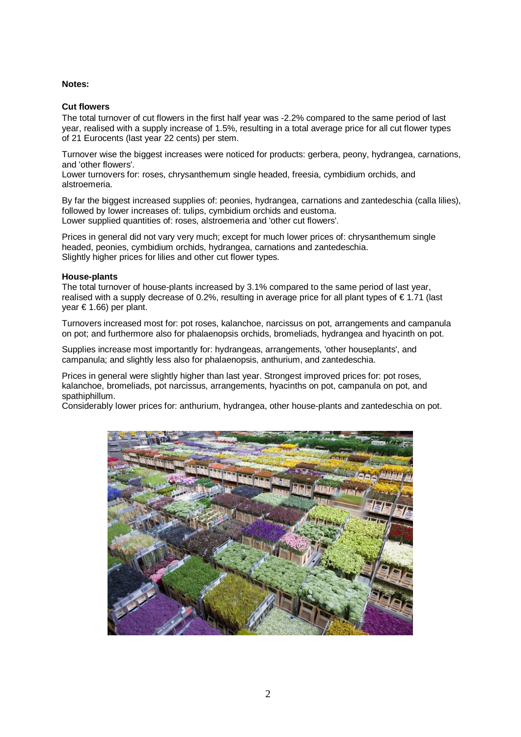**Notes:**

**Cut flowers**

The total turnover of cut flowers in the first half year was -2.2% compared to the same period of last year, realised with a supply increase of 1.5%, resulting in a total average price for all cut flower types of 21 Eurocents (last year 22 cents) per stem.

Turnover wise the biggest increases were noticed for products: gerbera, peony, hydrangea, carnations, and 'other flowers'.
Lower turnovers for: roses, chrysanthemum single headed, freesia, cymbidium orchids, and alstroemeria.

By far the biggest increased supplies of: peonies, hydrangea, carnations and zantedeschia (calla lilies), followed by lower increases of: tulips, cymbidium orchids and eustoma.
Lower supplied quantities of: roses, alstroemeria and 'other cut flowers'.

Prices in general did not vary very much; except for much lower prices of: chrysanthemum single headed, peonies, cymbidium orchids, hydrangea, carnations and zantedeschia.
Slightly higher prices for lilies and other cut flower types.

**House-plants**

The total turnover of house-plants increased by 3.1% compared to the same period of last year, realised with a supply decrease of 0.2%, resulting in average price for all plant types of € 1.71 (last year € 1.66) per plant.

Turnovers increased most for: pot roses, kalanchoe, narcissus on pot, arrangements and campanula on pot; and furthermore also for phalaenopsis orchids, bromeliads, hydrangea and hyacinth on pot.

Supplies increase most importantly for: hydrangeas, arrangements, 'other houseplants', and campanula; and slightly less also for phalaenopsis, anthurium, and zantedeschia.

Prices in general were slightly higher than last year. Strongest improved prices for: pot roses, kalanchoe, bromeliads, pot narcissus, arrangements, hyacinths on pot, campanula on pot, and spathiphillum.
Considerably lower prices for: anthurium, hydrangea, other house-plants and zantedeschia on pot.